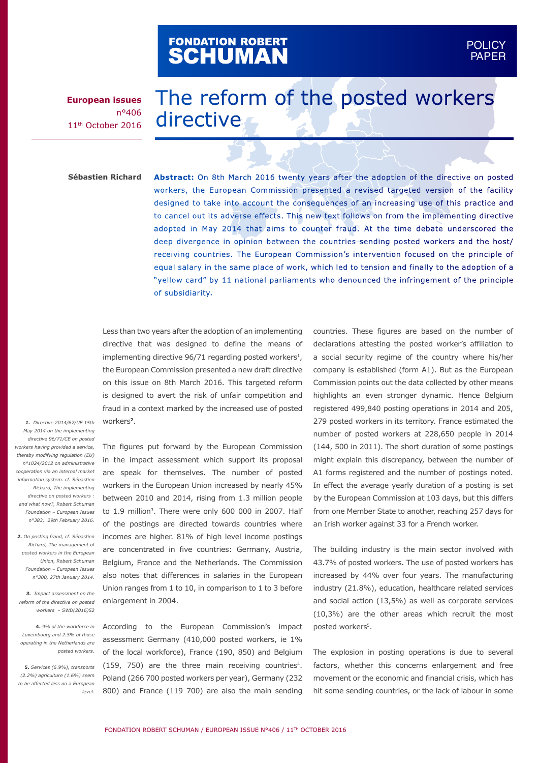FONDATION ROBERT SCHUMAN

POLICY PAPER

**European issues**
n°406
11th October 2016

# The reform of the posted workers directive

**Sébastien Richard**

**Abstract:** On 8th March 2016 twenty years after the adoption of the directive on posted workers, the European Commission presented a revised targeted version of the facility designed to take into account the consequences of an increasing use of this practice and to cancel out its adverse effects. This new text follows on from the implementing directive adopted in May 2014 that aims to counter fraud. At the time debate underscored the deep divergence in opinion between the countries sending posted workers and the host/receiving countries. The European Commission's intervention focused on the principle of equal salary in the same place of work, which led to tension and finally to the adoption of a "yellow card" by 11 national parliaments who denounced the infringement of the principle of subsidiarity.

Less than two years after the adoption of an implementing directive that was designed to define the means of implementing directive 96/71 regarding posted workers[1], the European Commission presented a new draft directive on this issue on 8th March 2016. This targeted reform is designed to avert the risk of unfair competition and fraud in a context marked by the increased use of posted workers[2].

The figures put forward by the European Commission in the impact assessment which support its proposal are speak for themselves. The number of posted workers in the European Union increased by nearly 45% between 2010 and 2014, rising from 1.3 million people to 1.9 million[3]. There were only 600 000 in 2007. Half of the postings are directed towards countries where incomes are higher. 81% of high level income postings are concentrated in five countries: Germany, Austria, Belgium, France and the Netherlands. The Commission also notes that differences in salaries in the European Union ranges from 1 to 10, in comparison to 1 to 3 before enlargement in 2004.

According to the European Commission's impact assessment Germany (410,000 posted workers, ie 1% of the local workforce), France (190, 850) and Belgium (159, 750) are the three main receiving countries[4]. Poland (266 700 posted workers per year), Germany (232 800) and France (119 700) are also the main sending countries. These figures are based on the number of declarations attesting the posted worker's affiliation to a social security regime of the country where his/her company is established (form A1). But as the European Commission points out the data collected by other means highlights an even stronger dynamic. Hence Belgium registered 499,840 posting operations in 2014 and 205, 279 posted workers in its territory. France estimated the number of posted workers at 228,650 people in 2014 (144, 500 in 2011). The short duration of some postings might explain this discrepancy, between the number of A1 forms registered and the number of postings noted. In effect the average yearly duration of a posting is set by the European Commission at 103 days, but this differs from one Member State to another, reaching 257 days for an Irish worker against 33 for a French worker.

The building industry is the main sector involved with 43.7% of posted workers. The use of posted workers has increased by 44% over four years. The manufacturing industry (21.8%), education, healthcare related services and social action (13,5%) as well as corporate services (10,3%) are the other areas which recruit the most posted workers[5].

The explosion in posting operations is due to several factors, whether this concerns enlargement and free movement or the economic and financial crisis, which has hit some sending countries, or the lack of labour in some

*1. Directive 2014/67/UE 15th May 2014 on the implementing directive 96/71/CE on posted workers having provided a service, thereby modifying regulation (EU) n°1024/2012 on administrative cooperation via an internal market information system. cf. Sébastien Richard, The implementing directive on posted workers : and what now?, Robert Schuman Foundation – European Issues n°383, 29th February 2016.*

*2. On posting fraud, cf. Sébastien Richard, The management of posted workers in the European Union, Robert Schuman Foundation – European Issues n°300, 27th January 2014.*

*3. Impact assessment on the reform of the directive on posted workers – SWD(2016)52*

*4. 9% of the workforce in Luxembourg and 2.5% of those operating in the Netherlands are posted workers.*

*5. Services (6.9%), transports (2.2%) agriculture (1.6%) seem to be affected less on a European level.*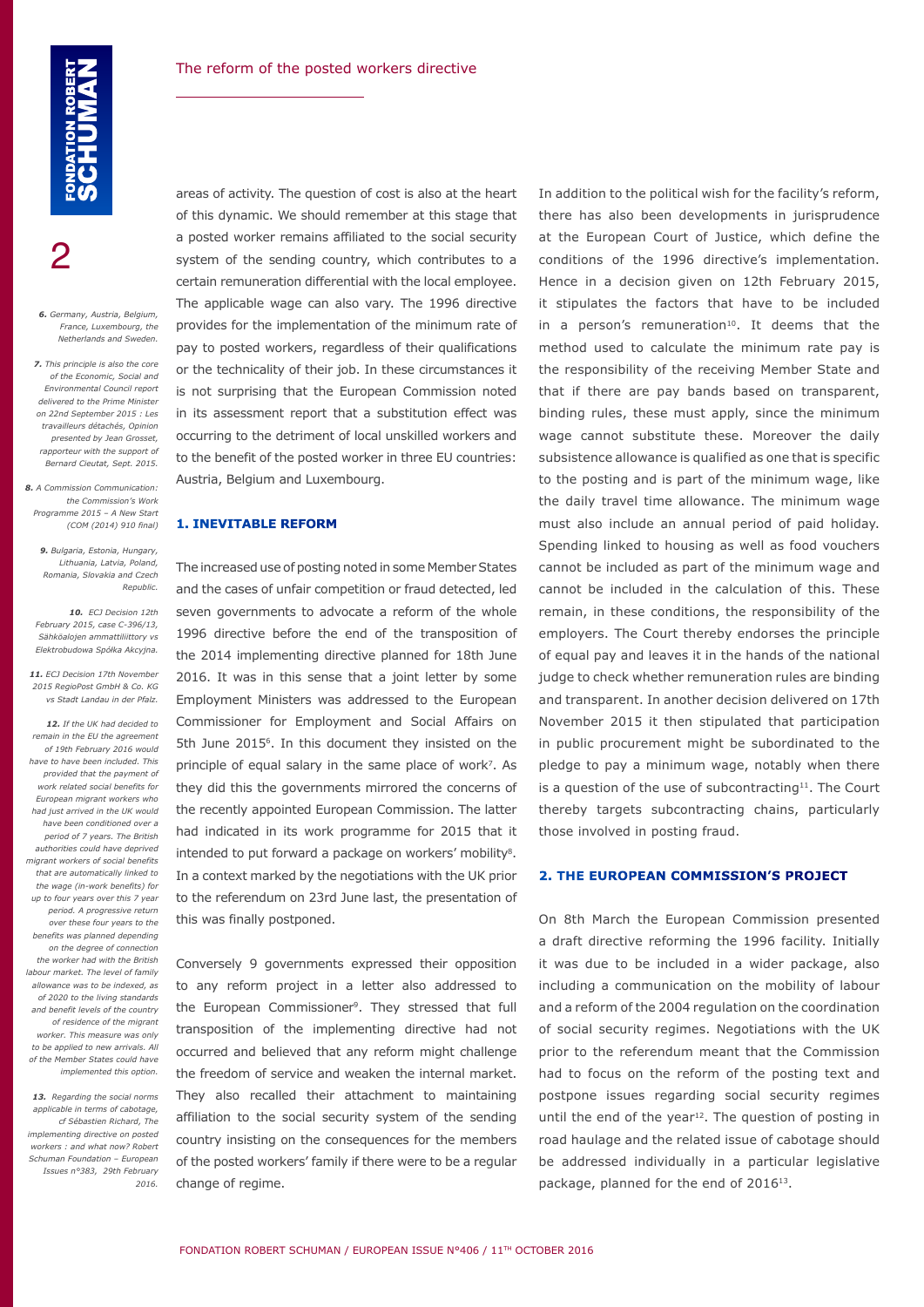areas of activity. The question of cost is also at the heart of this dynamic. We should remember at this stage that a posted worker remains affiliated to the social security system of the sending country, which contributes to a certain remuneration differential with the local employee. The applicable wage can also vary. The 1996 directive provides for the implementation of the minimum rate of pay to posted workers, regardless of their qualifications or the technicality of their job. In these circumstances it is not surprising that the European Commission noted in its assessment report that a substitution effect was occurring to the detriment of local unskilled workers and to the benefit of the posted worker in three EU countries: Austria, Belgium and Luxembourg.

## 1. INEVITABLE REFORM

The increased use of posting noted in some Member States and the cases of unfair competition or fraud detected, led seven governments to advocate a reform of the whole 1996 directive before the end of the transposition of the 2014 implementing directive planned for 18th June 2016. It was in this sense that a joint letter by some Employment Ministers was addressed to the European Commissioner for Employment and Social Affairs on 5th June 2015[6]. In this document they insisted on the principle of equal salary in the same place of work[7]. As they did this the governments mirrored the concerns of the recently appointed European Commission. The latter had indicated in its work programme for 2015 that it intended to put forward a package on workers' mobility[8]. In a context marked by the negotiations with the UK prior to the referendum on 23rd June last, the presentation of this was finally postponed.

Conversely 9 governments expressed their opposition to any reform project in a letter also addressed to the European Commissioner[9]. They stressed that full transposition of the implementing directive had not occurred and believed that any reform might challenge the freedom of service and weaken the internal market. They also recalled their attachment to maintaining affiliation to the social security system of the sending country insisting on the consequences for the members of the posted workers' family if there were to be a regular change of regime.

In addition to the political wish for the facility's reform, there has also been developments in jurisprudence at the European Court of Justice, which define the conditions of the 1996 directive's implementation. Hence in a decision given on 12th February 2015, it stipulates the factors that have to be included in a person's remuneration[10]. It deems that the method used to calculate the minimum rate pay is the responsibility of the receiving Member State and that if there are pay bands based on transparent, binding rules, these must apply, since the minimum wage cannot substitute these. Moreover the daily subsistence allowance is qualified as one that is specific to the posting and is part of the minimum wage, like the daily travel time allowance. The minimum wage must also include an annual period of paid holiday. Spending linked to housing as well as food vouchers cannot be included as part of the minimum wage and cannot be included in the calculation of this. These remain, in these conditions, the responsibility of the employers. The Court thereby endorses the principle of equal pay and leaves it in the hands of the national judge to check whether remuneration rules are binding and transparent. In another decision delivered on 17th November 2015 it then stipulated that participation in public procurement might be subordinated to the pledge to pay a minimum wage, notably when there is a question of the use of subcontracting[11]. The Court thereby targets subcontracting chains, particularly those involved in posting fraud.

## 2. THE EUROPEAN COMMISSION'S PROJECT

On 8th March the European Commission presented a draft directive reforming the 1996 facility. Initially it was due to be included in a wider package, also including a communication on the mobility of labour and a reform of the 2004 regulation on the coordination of social security regimes. Negotiations with the UK prior to the referendum meant that the Commission had to focus on the reform of the posting text and postpone issues regarding social security regimes until the end of the year[12]. The question of posting in road haulage and the related issue of cabotage should be addressed individually in a particular legislative package, planned for the end of 2016[13].

---

*6. Germany, Austria, Belgium, France, Luxembourg, the Netherlands and Sweden.*

*7. This principle is also the core of the Economic, Social and Environmental Council report delivered to the Prime Minister on 22nd September 2015 : Les travailleurs détachés, Opinion presented by Jean Grosset, rapporteur with the support of Bernard Cieutat, Sept. 2015.*

*8. A Commission Communication: the Commission's Work Programme 2015 – A New Start (COM (2014) 910 final)*

*9. Bulgaria, Estonia, Hungary, Lithuania, Latvia, Poland, Romania, Slovakia and Czech Republic.*

*10. ECJ Decision 12th February 2015, case C-396/13, Sähköalojen ammattiliittory vs Elektrobudowa Spółka Akcyjna.*

*11. ECJ Decision 17th November 2015 RegioPost GmbH & Co. KG vs Stadt Landau in der Pfalz.*

*12. If the UK had decided to remain in the EU the agreement of 19th February 2016 would have to have been included. This provided that the payment of work related social benefits for European migrant workers who had just arrived in the UK would have been conditioned over a period of 7 years. The British authorities could have deprived migrant workers of social benefits that are automatically linked to the wage (in-work benefits) for up to four years over this 7 year period. A progressive return over these four years to the benefits was planned depending on the degree of connection the worker had with the British labour market. The level of family allowance was to be indexed, as of 2020 to the living standards and benefit levels of the country of residence of the migrant worker. This measure was only to be applied to new arrivals. All of the Member States could have implemented this option.*

*13. Regarding the social norms applicable in terms of cabotage, cf Sébastien Richard, The implementing directive on posted workers : and what now? Robert Schuman Foundation – European Issues n°383, 29th February 2016.*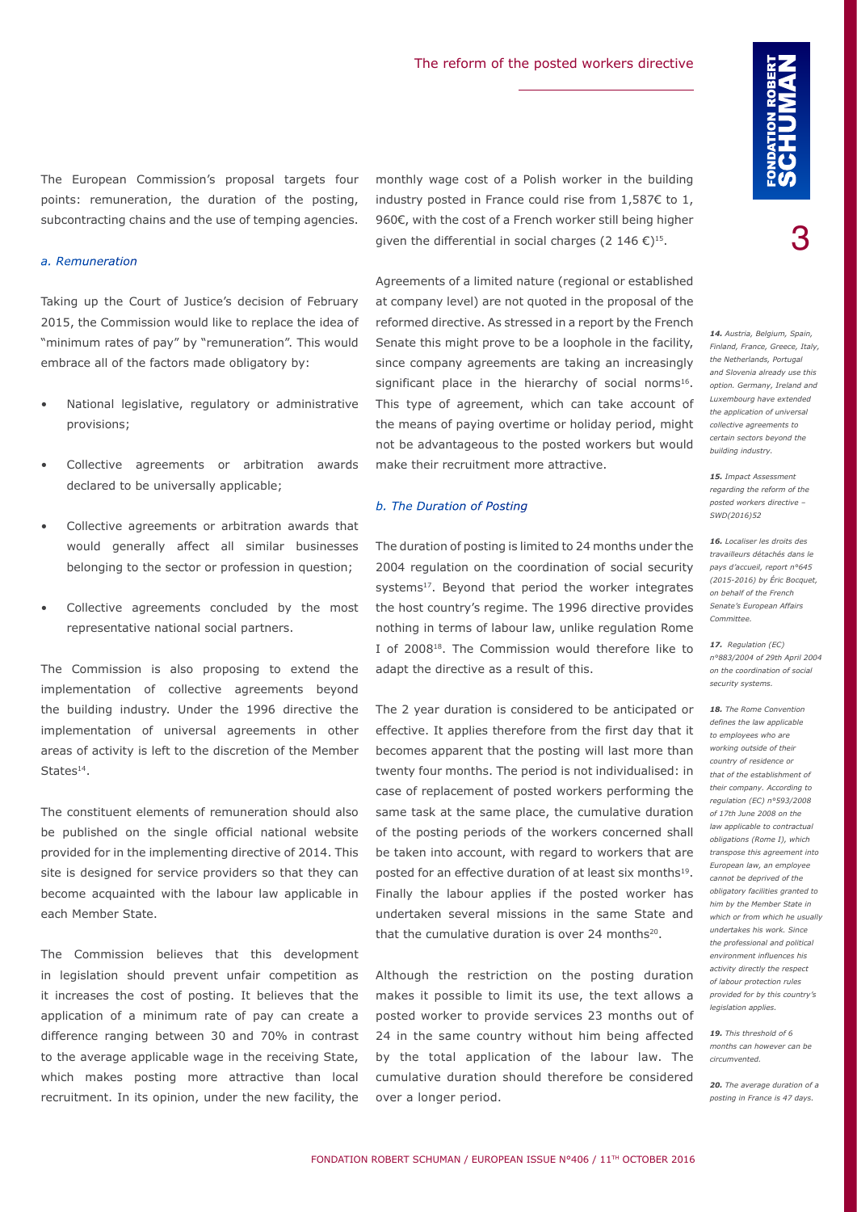The European Commission's proposal targets four points: remuneration, the duration of the posting, subcontracting chains and the use of temping agencies.

### *a. Remuneration*

Taking up the Court of Justice's decision of February 2015, the Commission would like to replace the idea of "minimum rates of pay" by "remuneration". This would embrace all of the factors made obligatory by:

- National legislative, regulatory or administrative provisions;
- Collective agreements or arbitration awards declared to be universally applicable;
- Collective agreements or arbitration awards that would generally affect all similar businesses belonging to the sector or profession in question;
- Collective agreements concluded by the most representative national social partners.

The Commission is also proposing to extend the implementation of collective agreements beyond the building industry. Under the 1996 directive the implementation of universal agreements in other areas of activity is left to the discretion of the Member States[14].

The constituent elements of remuneration should also be published on the single official national website provided for in the implementing directive of 2014. This site is designed for service providers so that they can become acquainted with the labour law applicable in each Member State.

The Commission believes that this development in legislation should prevent unfair competition as it increases the cost of posting. It believes that the application of a minimum rate of pay can create a difference ranging between 30 and 70% in contrast to the average applicable wage in the receiving State, which makes posting more attractive than local recruitment. In its opinion, under the new facility, the monthly wage cost of a Polish worker in the building industry posted in France could rise from 1,587€ to 1, 960€, with the cost of a French worker still being higher given the differential in social charges (2 146 €)[15].

Agreements of a limited nature (regional or established at company level) are not quoted in the proposal of the reformed directive. As stressed in a report by the French Senate this might prove to be a loophole in the facility, since company agreements are taking an increasingly significant place in the hierarchy of social norms[16]. This type of agreement, which can take account of the means of paying overtime or holiday period, might not be advantageous to the posted workers but would make their recruitment more attractive.

### *b. The Duration of Posting*

The duration of posting is limited to 24 months under the 2004 regulation on the coordination of social security systems[17]. Beyond that period the worker integrates the host country's regime. The 1996 directive provides nothing in terms of labour law, unlike regulation Rome I of 2008[18]. The Commission would therefore like to adapt the directive as a result of this.

The 2 year duration is considered to be anticipated or effective. It applies therefore from the first day that it becomes apparent that the posting will last more than twenty four months. The period is not individualised: in case of replacement of posted workers performing the same task at the same place, the cumulative duration of the posting periods of the workers concerned shall be taken into account, with regard to workers that are posted for an effective duration of at least six months[19]. Finally the labour applies if the posted worker has undertaken several missions in the same State and that the cumulative duration is over 24 months[20].

Although the restriction on the posting duration makes it possible to limit its use, the text allows a posted worker to provide services 23 months out of 24 in the same country without him being affected by the total application of the labour law. The cumulative duration should therefore be considered over a longer period.

*14. Austria, Belgium, Spain, Finland, France, Greece, Italy, the Netherlands, Portugal and Slovenia already use this option. Germany, Ireland and Luxembourg have extended the application of universal collective agreements to certain sectors beyond the building industry.*

*15. Impact Assessment regarding the reform of the posted workers directive – SWD(2016)52*

*16. Localiser les droits des travailleurs détachés dans le pays d'accueil, report n°645 (2015-2016) by Éric Bocquet, on behalf of the French Senate's European Affairs Committee.*

*17. Regulation (EC) n°883/2004 of 29th April 2004 on the coordination of social security systems.*

*18. The Rome Convention defines the law applicable to employees who are working outside of their country of residence or that of the establishment of their company. According to regulation (EC) n°593/2008 of 17th June 2008 on the law applicable to contractual obligations (Rome I), which transpose this agreement into European law, an employee cannot be deprived of the obligatory facilities granted to him by the Member State in which or from which he usually undertakes his work. Since the professional and political environment influences his activity directly the respect of labour protection rules provided for by this country's legislation applies.*

*19. This threshold of 6 months can however can be circumvented.*

*20. The average duration of a posting in France is 47 days.*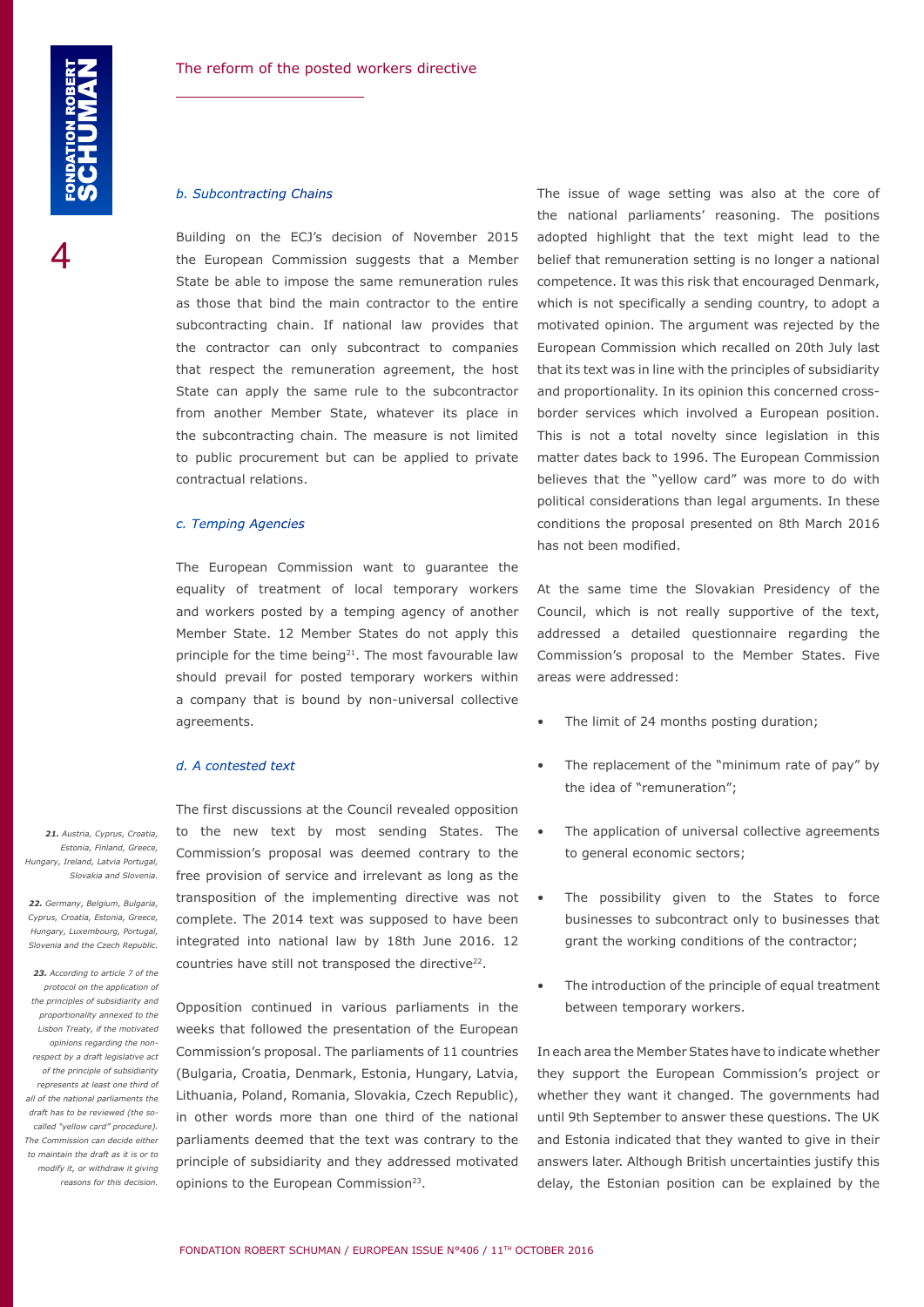### b. Subcontracting Chains

Building on the ECJ's decision of November 2015 the European Commission suggests that a Member State be able to impose the same remuneration rules as those that bind the main contractor to the entire subcontracting chain. If national law provides that the contractor can only subcontract to companies that respect the remuneration agreement, the host State can apply the same rule to the subcontractor from another Member State, whatever its place in the subcontracting chain. The measure is not limited to public procurement but can be applied to private contractual relations.

### c. Temping Agencies

The European Commission want to guarantee the equality of treatment of local temporary workers and workers posted by a temping agency of another Member State. 12 Member States do not apply this principle for the time being[21]. The most favourable law should prevail for posted temporary workers within a company that is bound by non-universal collective agreements.

### d. A contested text

The first discussions at the Council revealed opposition to the new text by most sending States. The Commission's proposal was deemed contrary to the free provision of service and irrelevant as long as the transposition of the implementing directive was not complete. The 2014 text was supposed to have been integrated into national law by 18th June 2016. 12 countries have still not transposed the directive[22].

Opposition continued in various parliaments in the weeks that followed the presentation of the European Commission's proposal. The parliaments of 11 countries (Bulgaria, Croatia, Denmark, Estonia, Hungary, Latvia, Lithuania, Poland, Romania, Slovakia, Czech Republic), in other words more than one third of the national parliaments deemed that the text was contrary to the principle of subsidiarity and they addressed motivated opinions to the European Commission[23].

The issue of wage setting was also at the core of the national parliaments' reasoning. The positions adopted highlight that the text might lead to the belief that remuneration setting is no longer a national competence. It was this risk that encouraged Denmark, which is not specifically a sending country, to adopt a motivated opinion. The argument was rejected by the European Commission which recalled on 20th July last that its text was in line with the principles of subsidiarity and proportionality. In its opinion this concerned cross-border services which involved a European position. This is not a total novelty since legislation in this matter dates back to 1996. The European Commission believes that the "yellow card" was more to do with political considerations than legal arguments. In these conditions the proposal presented on 8th March 2016 has not been modified.

At the same time the Slovakian Presidency of the Council, which is not really supportive of the text, addressed a detailed questionnaire regarding the Commission's proposal to the Member States. Five areas were addressed:

- The limit of 24 months posting duration;
- The replacement of the "minimum rate of pay" by the idea of "remuneration";
- The application of universal collective agreements to general economic sectors;
- The possibility given to the States to force businesses to subcontract only to businesses that grant the working conditions of the contractor;
- The introduction of the principle of equal treatment between temporary workers.

In each area the Member States have to indicate whether they support the European Commission's project or whether they want it changed. The governments had until 9th September to answer these questions. The UK and Estonia indicated that they wanted to give in their answers later. Although British uncertainties justify this delay, the Estonian position can be explained by the

*21. Austria, Cyprus, Croatia, Estonia, Finland, Greece, Hungary, Ireland, Latvia Portugal, Slovakia and Slovenia.*

*22. Germany, Belgium, Bulgaria, Cyprus, Croatia, Estonia, Greece, Hungary, Luxembourg, Portugal, Slovenia and the Czech Republic.*

*23. According to article 7 of the protocol on the application of the principles of subsidiarity and proportionality annexed to the Lisbon Treaty, if the motivated opinions regarding the non-respect by a draft legislative act of the principle of subsidiarity represents at least one third of all of the national parliaments the draft has to be reviewed (the so-called "yellow card" procedure). The Commission can decide either to maintain the draft as it is or to modify it, or withdraw it giving reasons for this decision.*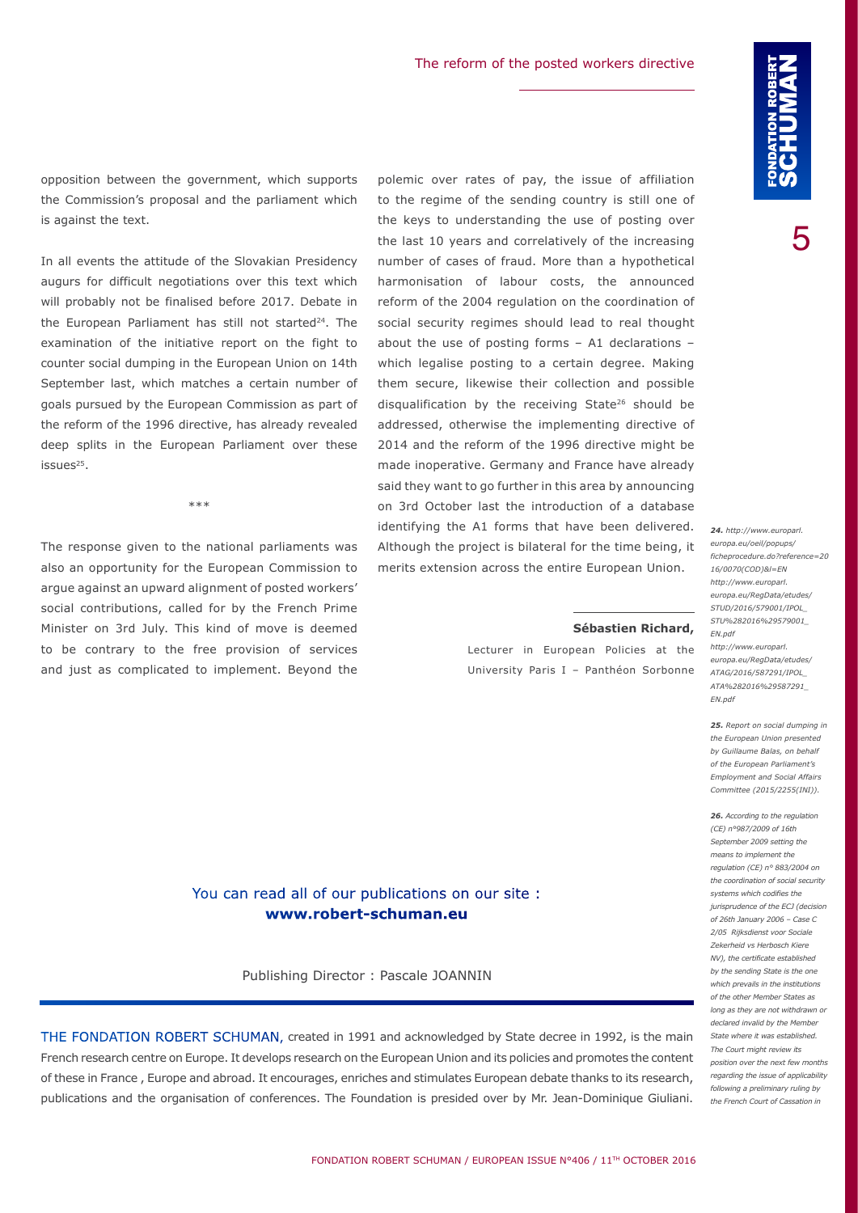opposition between the government, which supports the Commission's proposal and the parliament which is against the text.

In all events the attitude of the Slovakian Presidency augurs for difficult negotiations over this text which will probably not be finalised before 2017. Debate in the European Parliament has still not started[24]. The examination of the initiative report on the fight to counter social dumping in the European Union on 14th September last, which matches a certain number of goals pursued by the European Commission as part of the reform of the 1996 directive, has already revealed deep splits in the European Parliament over these issues[25].

\*\*\*

The response given to the national parliaments was also an opportunity for the European Commission to argue against an upward alignment of posted workers' social contributions, called for by the French Prime Minister on 3rd July. This kind of move is deemed to be contrary to the free provision of services and just as complicated to implement. Beyond the polemic over rates of pay, the issue of affiliation to the regime of the sending country is still one of the keys to understanding the use of posting over the last 10 years and correlatively of the increasing number of cases of fraud. More than a hypothetical harmonisation of labour costs, the announced reform of the 2004 regulation on the coordination of social security regimes should lead to real thought about the use of posting forms – A1 declarations – which legalise posting to a certain degree. Making them secure, likewise their collection and possible disqualification by the receiving State[26] should be addressed, otherwise the implementing directive of 2014 and the reform of the 1996 directive might be made inoperative. Germany and France have already said they want to go further in this area by announcing on 3rd October last the introduction of a database identifying the A1 forms that have been delivered. Although the project is bilateral for the time being, it merits extension across the entire European Union.

**Sébastien Richard,**

Lecturer in European Policies at the University Paris I – Panthéon Sorbonne

*24. http://www.europarl.europa.eu/oeil/popups/ficheprocedure.do?reference=2016/0070(COD)&l=EN*
*http://www.europarl.europa.eu/RegData/etudes/STUD/2016/579001/IPOL_STU%282016%29579001_EN.pdf*
*http://www.europarl.europa.eu/RegData/etudes/ATAG/2016/587291/IPOL_ATA%282016%29587291_EN.pdf*

*25. Report on social dumping in the European Union presented by Guillaume Balas, on behalf of the European Parliament's Employment and Social Affairs Committee (2015/2255(INI)).*

*26. According to the regulation (CE) n°987/2009 of 16th September 2009 setting the means to implement the regulation (CE) n° 883/2004 on the coordination of social security systems which codifies the jurisprudence of the ECJ (decision of 26th January 2006 – Case C 2/05 Rijksdienst voor Sociale Zekerheid vs Herbosch Kiere NV), the certificate established by the sending State is the one which prevails in the institutions of the other Member States as long as they are not withdrawn or declared invalid by the Member State where it was established. The Court might review its position over the next few months regarding the issue of applicability following a preliminary ruling by the French Court of Cassation in*

You can read all of our publications on our site :
**www.robert-schuman.eu**

Publishing Director : Pascale JOANNIN

THE FONDATION ROBERT SCHUMAN, created in 1991 and acknowledged by State decree in 1992, is the main French research centre on Europe. It develops research on the European Union and its policies and promotes the content of these in France , Europe and abroad. It encourages, enriches and stimulates European debate thanks to its research, publications and the organisation of conferences. The Foundation is presided over by Mr. Jean-Dominique Giuliani.